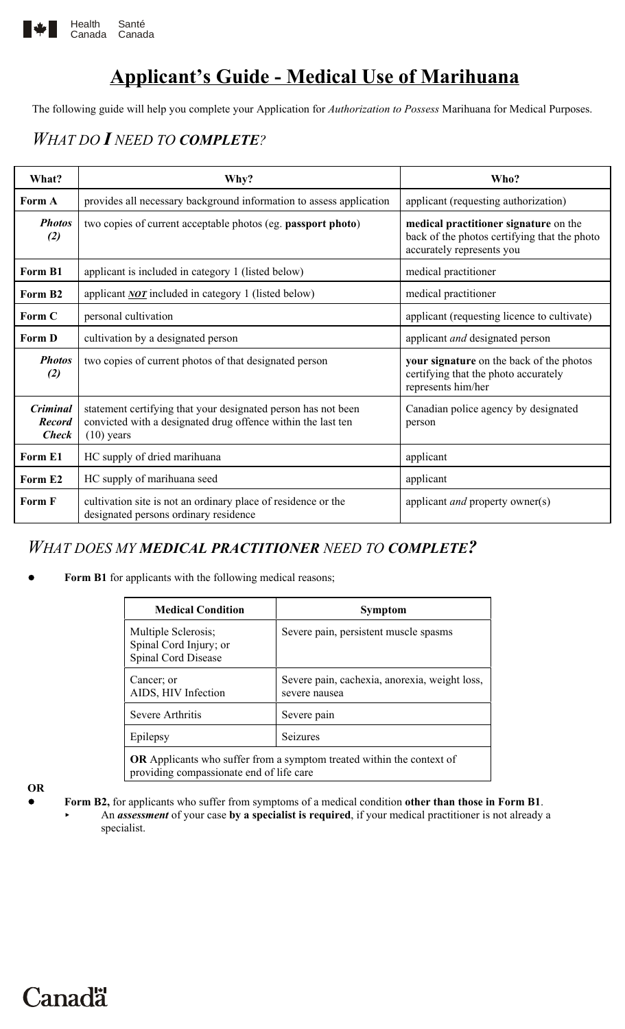# Applicant's Guide - Medical Use of Marihuana

The following guide will help you complete your Application for *Authorization to Possess* Marihuana for Medical Purposes.

## *WHAT DO **I** NEED TO **COMPLETE**?*

| What? | Why? | Who? |
|---|---|---|
| **Form A** | provides all necessary background information to assess application | applicant (requesting authorization) |
| ***Photos (2)*** | two copies of current acceptable photos (eg. **passport photo**) | **medical practitioner signature** on the back of the photos certifying that the photo accurately represents you |
| **Form B1** | applicant is included in category 1 (listed below) | medical practitioner |
| **Form B2** | applicant ***NOT*** included in category 1 (listed below) | medical practitioner |
| **Form C** | personal cultivation | applicant (requesting licence to cultivate) |
| **Form D** | cultivation by a designated person | applicant *and* designated person |
| ***Photos (2)*** | two copies of current photos of that designated person | **your signature** on the back of the photos certifying that the photo accurately represents him/her |
| ***Criminal Record Check*** | statement certifying that your designated person has not been convicted with a designated drug offence within the last ten (10) years | Canadian police agency by designated person |
| **Form E1** | HC supply of dried marihuana | applicant |
| **Form E2** | HC supply of marihuana seed | applicant |
| **Form F** | cultivation site is not an ordinary place of residence or the designated persons ordinary residence | applicant *and* property owner(s) |

## *WHAT DOES MY **MEDICAL PRACTITIONER** NEED TO **COMPLETE?***

- **Form B1** for applicants with the following medical reasons;

| Medical Condition | Symptom |
|---|---|
| Multiple Sclerosis; Spinal Cord Injury; or Spinal Cord Disease | Severe pain, persistent muscle spasms |
| Cancer; or AIDS, HIV Infection | Severe pain, cachexia, anorexia, weight loss, severe nausea |
| Severe Arthritis | Severe pain |
| Epilepsy | Seizures |
| **OR** Applicants who suffer from a symptom treated within the context of providing compassionate end of life care | |

**OR**

- **Form B2,** for applicants who suffer from symptoms of a medical condition **other than those in Form B1**.
  - An ***assessment*** of your case **by a specialist is required**, if your medical practitioner is not already a specialist.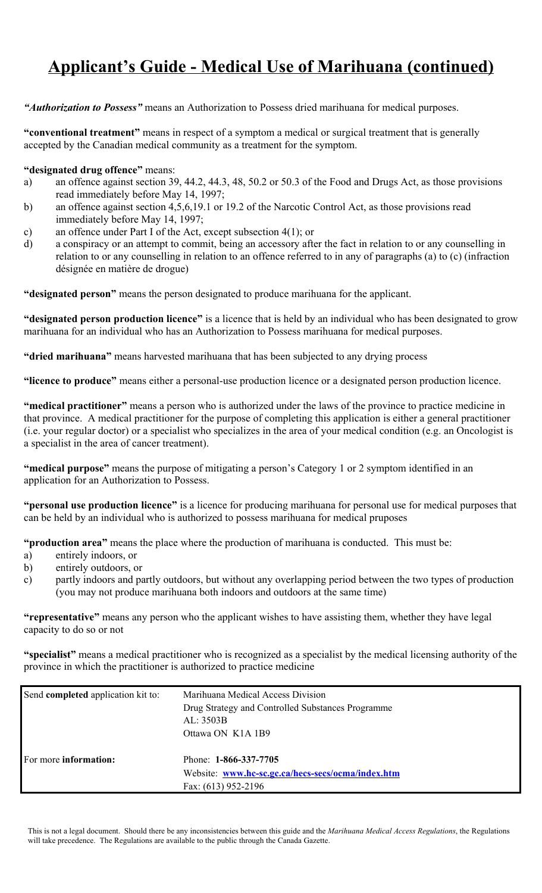# Applicant's Guide - Medical Use of Marihuana (continued)

***"Authorization to Possess"*** means an Authorization to Possess dried marihuana for medical purposes.

**"conventional treatment"** means in respect of a symptom a medical or surgical treatment that is generally accepted by the Canadian medical community as a treatment for the symptom.

**"designated drug offence"** means:

a) an offence against section 39, 44.2, 44.3, 48, 50.2 or 50.3 of the Food and Drugs Act, as those provisions read immediately before May 14, 1997;
b) an offence against section 4,5,6,19.1 or 19.2 of the Narcotic Control Act, as those provisions read immediately before May 14, 1997;
c) an offence under Part I of the Act, except subsection 4(1); or
d) a conspiracy or an attempt to commit, being an accessory after the fact in relation to or any counselling in relation to or any counselling in relation to an offence referred to in any of paragraphs (a) to (c) (infraction désignée en matière de drogue)

**"designated person"** means the person designated to produce marihuana for the applicant.

**"designated person production licence"** is a licence that is held by an individual who has been designated to grow marihuana for an individual who has an Authorization to Possess marihuana for medical purposes.

**"dried marihuana"** means harvested marihuana that has been subjected to any drying process

**"licence to produce"** means either a personal-use production licence or a designated person production licence.

**"medical practitioner"** means a person who is authorized under the laws of the province to practice medicine in that province. A medical practitioner for the purpose of completing this application is either a general practitioner (i.e. your regular doctor) or a specialist who specializes in the area of your medical condition (e.g. an Oncologist is a specialist in the area of cancer treatment).

**"medical purpose"** means the purpose of mitigating a person's Category 1 or 2 symptom identified in an application for an Authorization to Possess.

**"personal use production licence"** is a licence for producing marihuana for personal use for medical purposes that can be held by an individual who is authorized to possess marihuana for medical pruposes

**"production area"** means the place where the production of marihuana is conducted. This must be:

a) entirely indoors, or
b) entirely outdoors, or
c) partly indoors and partly outdoors, but without any overlapping period between the two types of production (you may not produce marihuana both indoors and outdoors at the same time)

**"representative"** means any person who the applicant wishes to have assisting them, whether they have legal capacity to do so or not

**"specialist"** means a medical practitioner who is recognized as a specialist by the medical licensing authority of the province in which the practitioner is authorized to practice medicine

| | |
|---|---|
| Send **completed** application kit to: | Marihuana Medical Access Division<br>Drug Strategy and Controlled Substances Programme<br>AL: 3503B<br>Ottawa ON K1A 1B9 |
| For more **information:** | Phone: **1-866-337-7705**<br>Website: **www.hc-sc.gc.ca/hecs-secs/ocma/index.htm**<br>Fax: (613) 952-2196 |

This is not a legal document. Should there be any inconsistencies between this guide and the *Marihuana Medical Access Regulations*, the Regulations will take precedence. The Regulations are available to the public through the Canada Gazette.